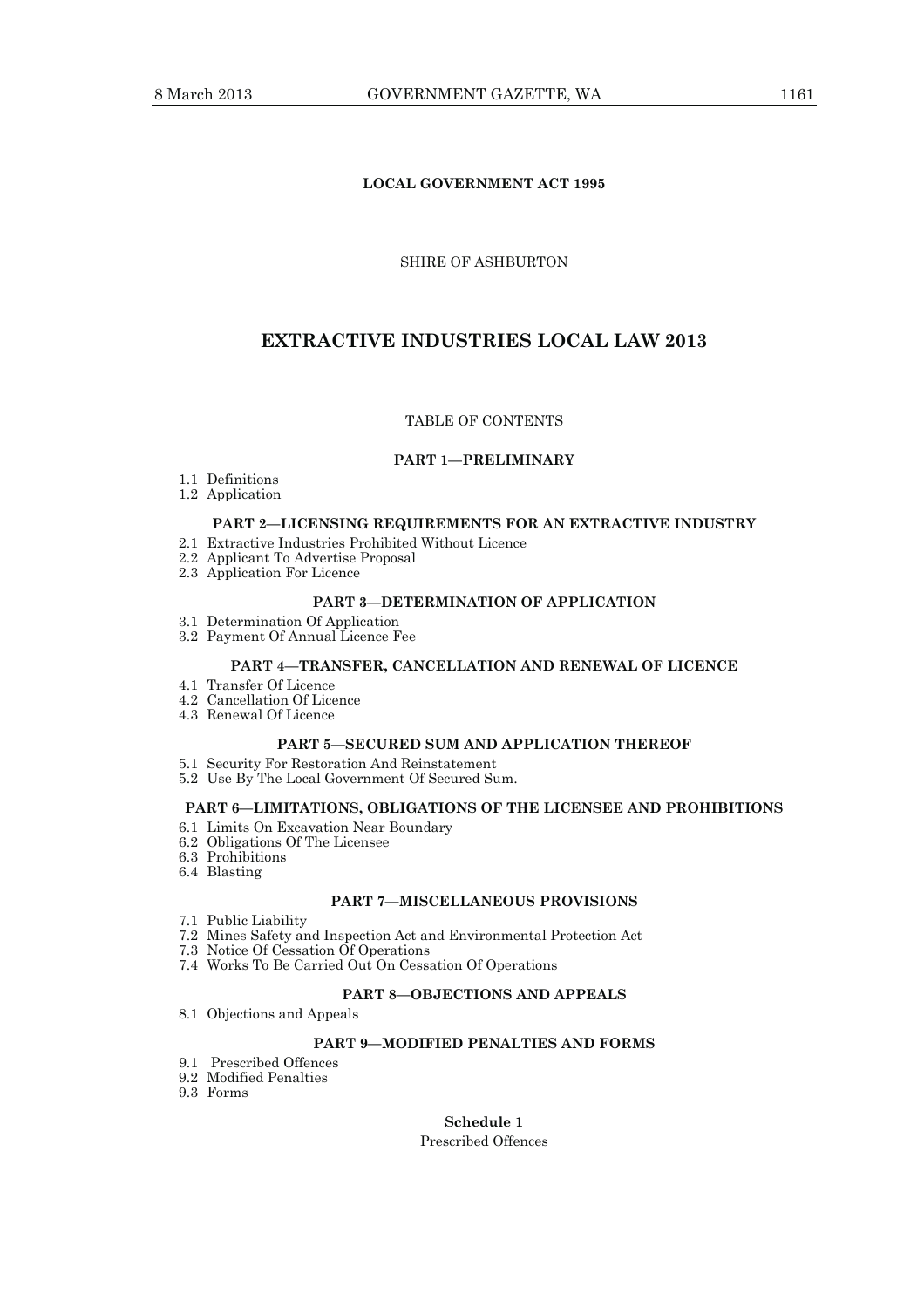**LOCAL GOVERNMENT ACT 1995**

SHIRE OF ASHBURTON

# EXTRACTIVE INDUSTRIES LOCAL LAW 2013

TABLE OF CONTENTS

## PART 1—PRELIMINARY

1.1 Definitions
1.2 Application

## PART 2—LICENSING REQUIREMENTS FOR AN EXTRACTIVE INDUSTRY

2.1 Extractive Industries Prohibited Without Licence
2.2 Applicant To Advertise Proposal
2.3 Application For Licence

## PART 3—DETERMINATION OF APPLICATION

3.1 Determination Of Application
3.2 Payment Of Annual Licence Fee

## PART 4—TRANSFER, CANCELLATION AND RENEWAL OF LICENCE

4.1 Transfer Of Licence
4.2 Cancellation Of Licence
4.3 Renewal Of Licence

## PART 5—SECURED SUM AND APPLICATION THEREOF

5.1 Security For Restoration And Reinstatement
5.2 Use By The Local Government Of Secured Sum.

## PART 6—LIMITATIONS, OBLIGATIONS OF THE LICENSEE AND PROHIBITIONS

6.1 Limits On Excavation Near Boundary
6.2 Obligations Of The Licensee
6.3 Prohibitions
6.4 Blasting

## PART 7—MISCELLANEOUS PROVISIONS

7.1 Public Liability
7.2 Mines Safety and Inspection Act and Environmental Protection Act
7.3 Notice Of Cessation Of Operations
7.4 Works To Be Carried Out On Cessation Of Operations

## PART 8—OBJECTIONS AND APPEALS

8.1 Objections and Appeals

## PART 9—MODIFIED PENALTIES AND FORMS

9.1 Prescribed Offences
9.2 Modified Penalties
9.3 Forms

**Schedule 1**

Prescribed Offences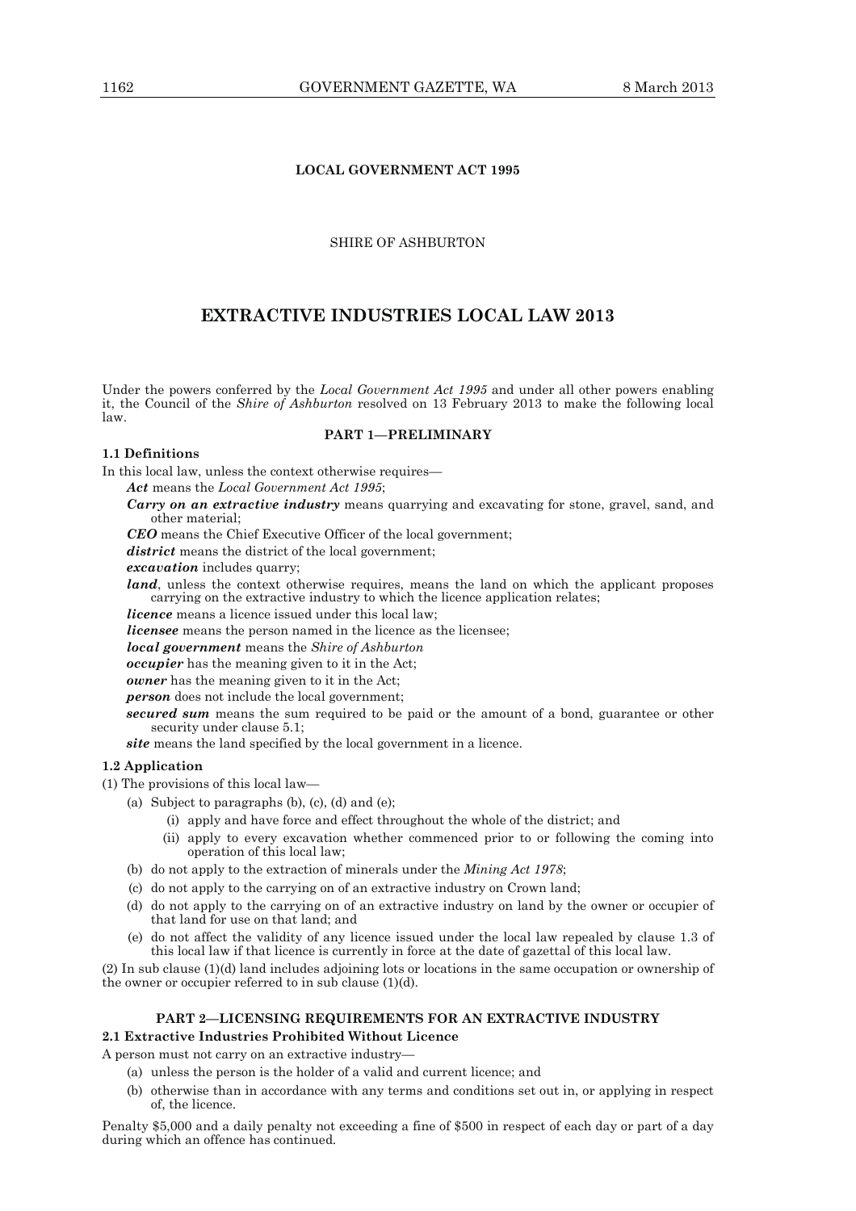**LOCAL GOVERNMENT ACT 1995**

SHIRE OF ASHBURTON

# EXTRACTIVE INDUSTRIES LOCAL LAW 2013

Under the powers conferred by the *Local Government Act 1995* and under all other powers enabling it, the Council of the *Shire of Ashburton* resolved on 13 February 2013 to make the following local law.

## PART 1—PRELIMINARY

### 1.1 Definitions

In this local law, unless the context otherwise requires—

***Act*** means the *Local Government Act 1995*;

***Carry on an extractive industry*** means quarrying and excavating for stone, gravel, sand, and other material;

***CEO*** means the Chief Executive Officer of the local government;

***district*** means the district of the local government;

***excavation*** includes quarry;

***land***, unless the context otherwise requires, means the land on which the applicant proposes carrying on the extractive industry to which the licence application relates;

***licence*** means a licence issued under this local law;

***licensee*** means the person named in the licence as the licensee;

***local government*** means the *Shire of Ashburton*

***occupier*** has the meaning given to it in the Act;

***owner*** has the meaning given to it in the Act;

***person*** does not include the local government;

***secured sum*** means the sum required to be paid or the amount of a bond, guarantee or other security under clause 5.1;

***site*** means the land specified by the local government in a licence.

### 1.2 Application

(1) The provisions of this local law—

- (a) Subject to paragraphs (b), (c), (d) and (e);
  - (i) apply and have force and effect throughout the whole of the district; and
  - (ii) apply to every excavation whether commenced prior to or following the coming into operation of this local law;
- (b) do not apply to the extraction of minerals under the *Mining Act 1978*;
- (c) do not apply to the carrying on of an extractive industry on Crown land;
- (d) do not apply to the carrying on of an extractive industry on land by the owner or occupier of that land for use on that land; and
- (e) do not affect the validity of any licence issued under the local law repealed by clause 1.3 of this local law if that licence is currently in force at the date of gazettal of this local law.

(2) In sub clause (1)(d) land includes adjoining lots or locations in the same occupation or ownership of the owner or occupier referred to in sub clause (1)(d).

## PART 2—LICENSING REQUIREMENTS FOR AN EXTRACTIVE INDUSTRY

### 2.1 Extractive Industries Prohibited Without Licence

A person must not carry on an extractive industry—

- (a) unless the person is the holder of a valid and current licence; and
- (b) otherwise than in accordance with any terms and conditions set out in, or applying in respect of, the licence.

Penalty $5,000 and a daily penalty not exceeding a fine of $500 in respect of each day or part of a day during which an offence has continued.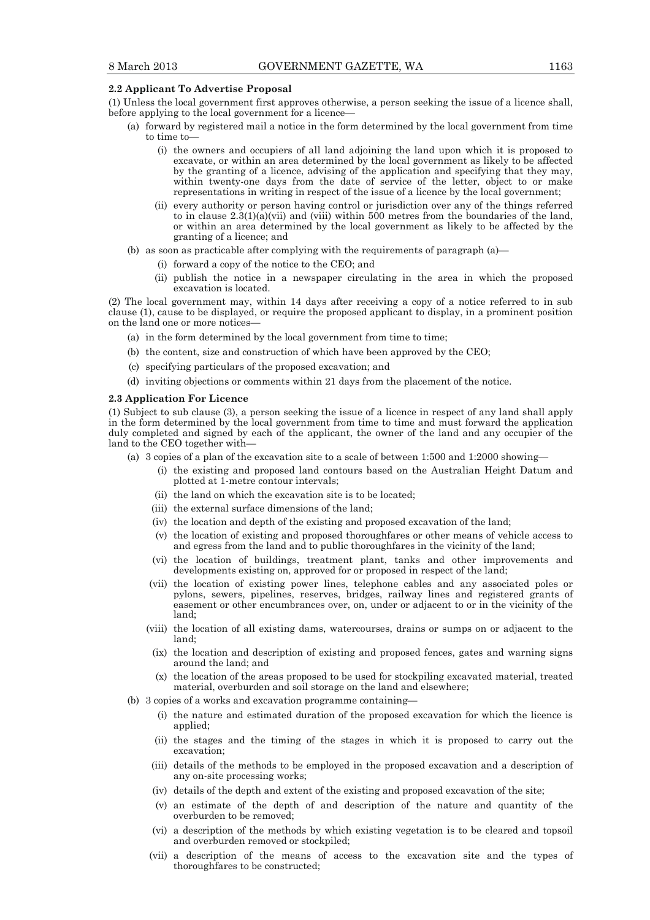**2.2 Applicant To Advertise Proposal**

(1) Unless the local government first approves otherwise, a person seeking the issue of a licence shall, before applying to the local government for a licence—

- (a) forward by registered mail a notice in the form determined by the local government from time to time to—
  - (i) the owners and occupiers of all land adjoining the land upon which it is proposed to excavate, or within an area determined by the local government as likely to be affected by the granting of a licence, advising of the application and specifying that they may, within twenty-one days from the date of service of the letter, object to or make representations in writing in respect of the issue of a licence by the local government;
  - (ii) every authority or person having control or jurisdiction over any of the things referred to in clause 2.3(1)(a)(vii) and (viii) within 500 metres from the boundaries of the land, or within an area determined by the local government as likely to be affected by the granting of a licence; and
- (b) as soon as practicable after complying with the requirements of paragraph (a)—
  - (i) forward a copy of the notice to the CEO; and
  - (ii) publish the notice in a newspaper circulating in the area in which the proposed excavation is located.

(2) The local government may, within 14 days after receiving a copy of a notice referred to in sub clause (1), cause to be displayed, or require the proposed applicant to display, in a prominent position on the land one or more notices—

- (a) in the form determined by the local government from time to time;
- (b) the content, size and construction of which have been approved by the CEO;
- (c) specifying particulars of the proposed excavation; and
- (d) inviting objections or comments within 21 days from the placement of the notice.

**2.3 Application For Licence**

(1) Subject to sub clause (3), a person seeking the issue of a licence in respect of any land shall apply in the form determined by the local government from time to time and must forward the application duly completed and signed by each of the applicant, the owner of the land and any occupier of the land to the CEO together with—

- (a) 3 copies of a plan of the excavation site to a scale of between 1:500 and 1:2000 showing—
  - (i) the existing and proposed land contours based on the Australian Height Datum and plotted at 1-metre contour intervals;
  - (ii) the land on which the excavation site is to be located;
  - (iii) the external surface dimensions of the land;
  - (iv) the location and depth of the existing and proposed excavation of the land;
  - (v) the location of existing and proposed thoroughfares or other means of vehicle access to and egress from the land and to public thoroughfares in the vicinity of the land;
  - (vi) the location of buildings, treatment plant, tanks and other improvements and developments existing on, approved for or proposed in respect of the land;
  - (vii) the location of existing power lines, telephone cables and any associated poles or pylons, sewers, pipelines, reserves, bridges, railway lines and registered grants of easement or other encumbrances over, on, under or adjacent to or in the vicinity of the land;
  - (viii) the location of all existing dams, watercourses, drains or sumps on or adjacent to the land;
  - (ix) the location and description of existing and proposed fences, gates and warning signs around the land; and
  - (x) the location of the areas proposed to be used for stockpiling excavated material, treated material, overburden and soil storage on the land and elsewhere;
- (b) 3 copies of a works and excavation programme containing—
  - (i) the nature and estimated duration of the proposed excavation for which the licence is applied;
  - (ii) the stages and the timing of the stages in which it is proposed to carry out the excavation;
  - (iii) details of the methods to be employed in the proposed excavation and a description of any on-site processing works;
  - (iv) details of the depth and extent of the existing and proposed excavation of the site;
  - (v) an estimate of the depth of and description of the nature and quantity of the overburden to be removed;
  - (vi) a description of the methods by which existing vegetation is to be cleared and topsoil and overburden removed or stockpiled;
  - (vii) a description of the means of access to the excavation site and the types of thoroughfares to be constructed;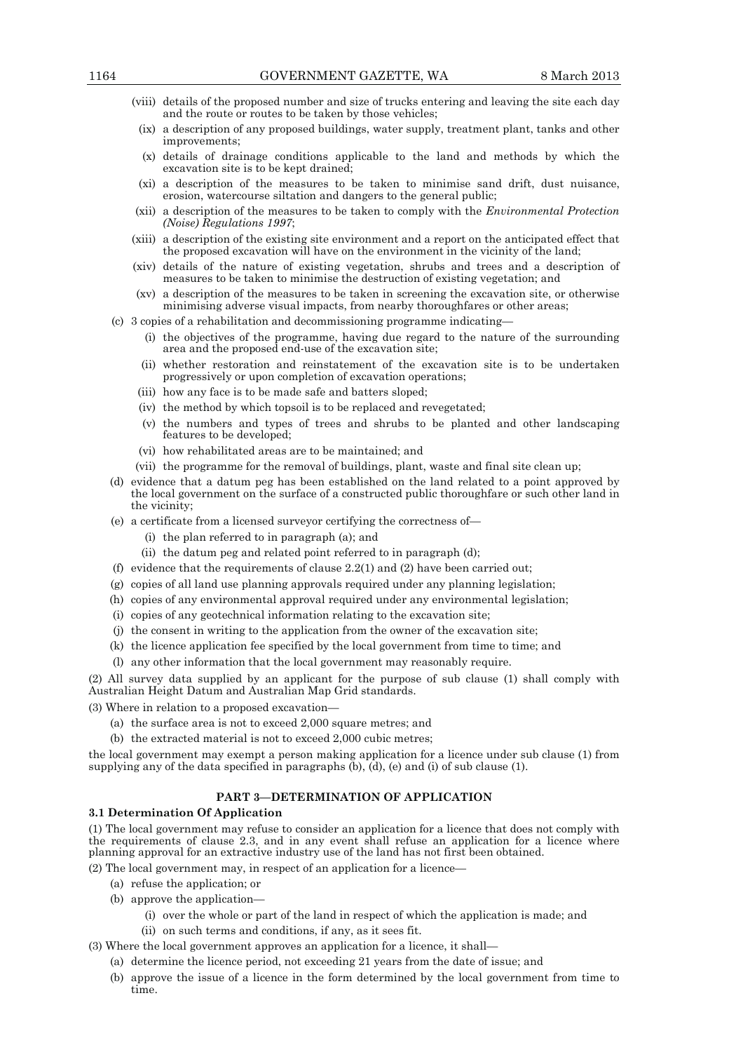(viii) details of the proposed number and size of trucks entering and leaving the site each day and the route or routes to be taken by those vehicles;

(ix) a description of any proposed buildings, water supply, treatment plant, tanks and other improvements;

(x) details of drainage conditions applicable to the land and methods by which the excavation site is to be kept drained;

(xi) a description of the measures to be taken to minimise sand drift, dust nuisance, erosion, watercourse siltation and dangers to the general public;

(xii) a description of the measures to be taken to comply with the *Environmental Protection (Noise) Regulations 1997*;

(xiii) a description of the existing site environment and a report on the anticipated effect that the proposed excavation will have on the environment in the vicinity of the land;

(xiv) details of the nature of existing vegetation, shrubs and trees and a description of measures to be taken to minimise the destruction of existing vegetation; and

(xv) a description of the measures to be taken in screening the excavation site, or otherwise minimising adverse visual impacts, from nearby thoroughfares or other areas;

(c) 3 copies of a rehabilitation and decommissioning programme indicating—

(i) the objectives of the programme, having due regard to the nature of the surrounding area and the proposed end-use of the excavation site;

(ii) whether restoration and reinstatement of the excavation site is to be undertaken progressively or upon completion of excavation operations;

(iii) how any face is to be made safe and batters sloped;

(iv) the method by which topsoil is to be replaced and revegetated;

(v) the numbers and types of trees and shrubs to be planted and other landscaping features to be developed;

(vi) how rehabilitated areas are to be maintained; and

(vii) the programme for the removal of buildings, plant, waste and final site clean up;

(d) evidence that a datum peg has been established on the land related to a point approved by the local government on the surface of a constructed public thoroughfare or such other land in the vicinity;

(e) a certificate from a licensed surveyor certifying the correctness of—

(i) the plan referred to in paragraph (a); and

(ii) the datum peg and related point referred to in paragraph (d);

(f) evidence that the requirements of clause 2.2(1) and (2) have been carried out;

(g) copies of all land use planning approvals required under any planning legislation;

(h) copies of any environmental approval required under any environmental legislation;

(i) copies of any geotechnical information relating to the excavation site;

(j) the consent in writing to the application from the owner of the excavation site;

(k) the licence application fee specified by the local government from time to time; and

(l) any other information that the local government may reasonably require.

(2) All survey data supplied by an applicant for the purpose of sub clause (1) shall comply with Australian Height Datum and Australian Map Grid standards.

(3) Where in relation to a proposed excavation—

(a) the surface area is not to exceed 2,000 square metres; and

(b) the extracted material is not to exceed 2,000 cubic metres;

the local government may exempt a person making application for a licence under sub clause (1) from supplying any of the data specified in paragraphs (b), (d), (e) and (i) of sub clause (1).

## PART 3—DETERMINATION OF APPLICATION

### 3.1 Determination Of Application

(1) The local government may refuse to consider an application for a licence that does not comply with the requirements of clause 2.3, and in any event shall refuse an application for a licence where planning approval for an extractive industry use of the land has not first been obtained.

(2) The local government may, in respect of an application for a licence—

(a) refuse the application; or

(b) approve the application—

(i) over the whole or part of the land in respect of which the application is made; and

(ii) on such terms and conditions, if any, as it sees fit.

(3) Where the local government approves an application for a licence, it shall—

(a) determine the licence period, not exceeding 21 years from the date of issue; and

(b) approve the issue of a licence in the form determined by the local government from time to time.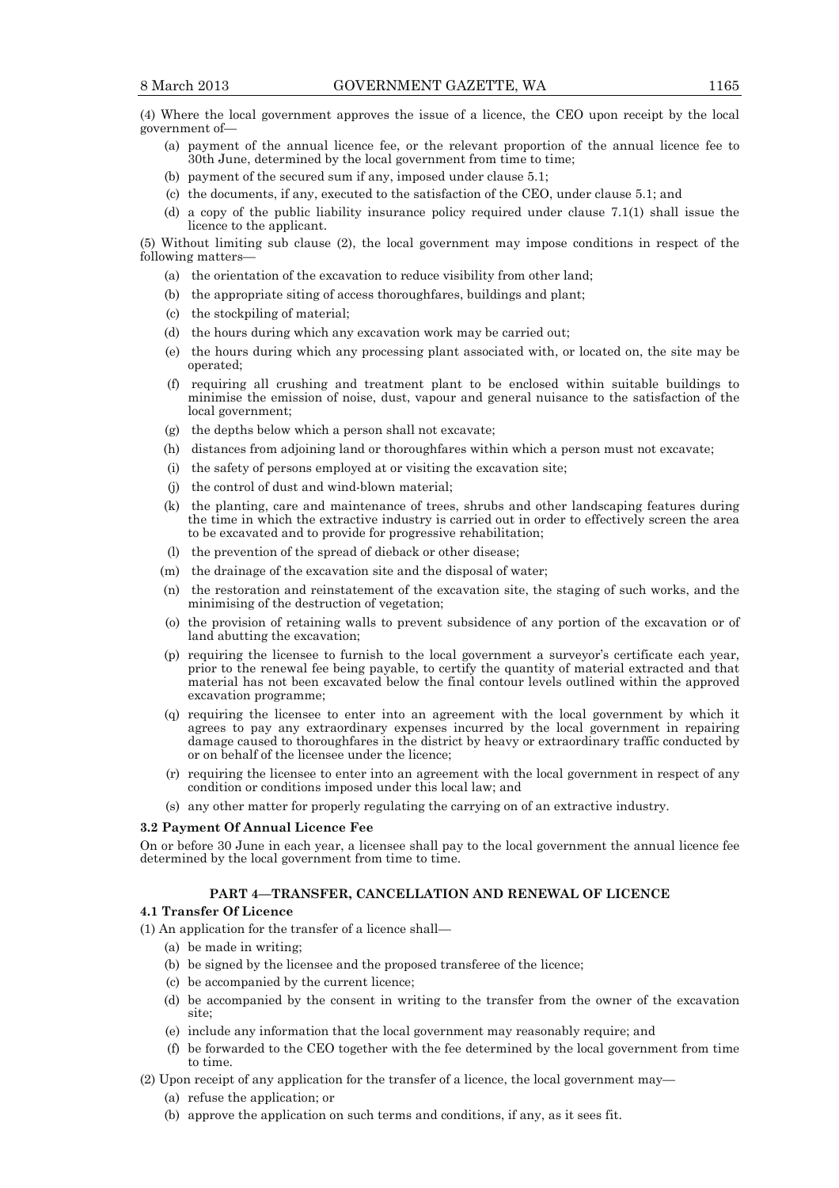(4) Where the local government approves the issue of a licence, the CEO upon receipt by the local government of—

- (a) payment of the annual licence fee, or the relevant proportion of the annual licence fee to 30th June, determined by the local government from time to time;
- (b) payment of the secured sum if any, imposed under clause 5.1;
- (c) the documents, if any, executed to the satisfaction of the CEO, under clause 5.1; and
- (d) a copy of the public liability insurance policy required under clause 7.1(1) shall issue the licence to the applicant.

(5) Without limiting sub clause (2), the local government may impose conditions in respect of the following matters—

- (a) the orientation of the excavation to reduce visibility from other land;
- (b) the appropriate siting of access thoroughfares, buildings and plant;
- (c) the stockpiling of material;
- (d) the hours during which any excavation work may be carried out;
- (e) the hours during which any processing plant associated with, or located on, the site may be operated;
- (f) requiring all crushing and treatment plant to be enclosed within suitable buildings to minimise the emission of noise, dust, vapour and general nuisance to the satisfaction of the local government;
- (g) the depths below which a person shall not excavate;
- (h) distances from adjoining land or thoroughfares within which a person must not excavate;
- (i) the safety of persons employed at or visiting the excavation site;
- (j) the control of dust and wind-blown material;
- (k) the planting, care and maintenance of trees, shrubs and other landscaping features during the time in which the extractive industry is carried out in order to effectively screen the area to be excavated and to provide for progressive rehabilitation;
- (l) the prevention of the spread of dieback or other disease;
- (m) the drainage of the excavation site and the disposal of water;
- (n) the restoration and reinstatement of the excavation site, the staging of such works, and the minimising of the destruction of vegetation;
- (o) the provision of retaining walls to prevent subsidence of any portion of the excavation or of land abutting the excavation;
- (p) requiring the licensee to furnish to the local government a surveyor's certificate each year, prior to the renewal fee being payable, to certify the quantity of material extracted and that material has not been excavated below the final contour levels outlined within the approved excavation programme;
- (q) requiring the licensee to enter into an agreement with the local government by which it agrees to pay any extraordinary expenses incurred by the local government in repairing damage caused to thoroughfares in the district by heavy or extraordinary traffic conducted by or on behalf of the licensee under the licence;
- (r) requiring the licensee to enter into an agreement with the local government in respect of any condition or conditions imposed under this local law; and
- (s) any other matter for properly regulating the carrying on of an extractive industry.

### 3.2 Payment Of Annual Licence Fee

On or before 30 June in each year, a licensee shall pay to the local government the annual licence fee determined by the local government from time to time.

## PART 4—TRANSFER, CANCELLATION AND RENEWAL OF LICENCE

### 4.1 Transfer Of Licence

(1) An application for the transfer of a licence shall—

- (a) be made in writing;
- (b) be signed by the licensee and the proposed transferee of the licence;
- (c) be accompanied by the current licence;
- (d) be accompanied by the consent in writing to the transfer from the owner of the excavation site;
- (e) include any information that the local government may reasonably require; and
- (f) be forwarded to the CEO together with the fee determined by the local government from time to time.

(2) Upon receipt of any application for the transfer of a licence, the local government may—

- (a) refuse the application; or
- (b) approve the application on such terms and conditions, if any, as it sees fit.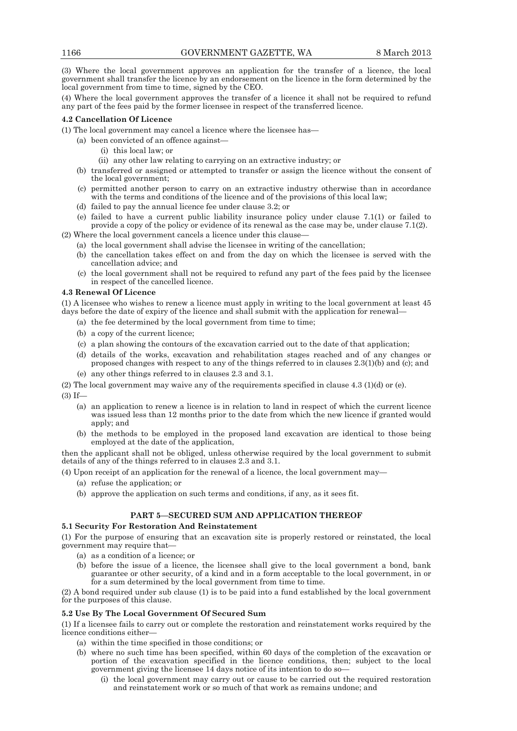(3) Where the local government approves an application for the transfer of a licence, the local government shall transfer the licence by an endorsement on the licence in the form determined by the local government from time to time, signed by the CEO.

(4) Where the local government approves the transfer of a licence it shall not be required to refund any part of the fees paid by the former licensee in respect of the transferred licence.

**4.2 Cancellation Of Licence**

(1) The local government may cancel a licence where the licensee has—

- (a) been convicted of an offence against—
  - (i) this local law; or
  - (ii) any other law relating to carrying on an extractive industry; or
- (b) transferred or assigned or attempted to transfer or assign the licence without the consent of the local government;
- (c) permitted another person to carry on an extractive industry otherwise than in accordance with the terms and conditions of the licence and of the provisions of this local law;
- (d) failed to pay the annual licence fee under clause 3.2; or
- (e) failed to have a current public liability insurance policy under clause 7.1(1) or failed to provide a copy of the policy or evidence of its renewal as the case may be, under clause 7.1(2).

(2) Where the local government cancels a licence under this clause—

- (a) the local government shall advise the licensee in writing of the cancellation;
- (b) the cancellation takes effect on and from the day on which the licensee is served with the cancellation advice; and
- (c) the local government shall not be required to refund any part of the fees paid by the licensee in respect of the cancelled licence.

**4.3 Renewal Of Licence**

(1) A licensee who wishes to renew a licence must apply in writing to the local government at least 45 days before the date of expiry of the licence and shall submit with the application for renewal—

- (a) the fee determined by the local government from time to time;
- (b) a copy of the current licence;
- (c) a plan showing the contours of the excavation carried out to the date of that application;
- (d) details of the works, excavation and rehabilitation stages reached and of any changes or proposed changes with respect to any of the things referred to in clauses 2.3(1)(b) and (c); and
- (e) any other things referred to in clauses 2.3 and 3.1.

(2) The local government may waive any of the requirements specified in clause 4.3 (1)(d) or (e).

(3) If—

- (a) an application to renew a licence is in relation to land in respect of which the current licence was issued less than 12 months prior to the date from which the new licence if granted would apply; and
- (b) the methods to be employed in the proposed land excavation are identical to those being employed at the date of the application,

then the applicant shall not be obliged, unless otherwise required by the local government to submit details of any of the things referred to in clauses 2.3 and 3.1.

(4) Upon receipt of an application for the renewal of a licence, the local government may—

- (a) refuse the application; or
- (b) approve the application on such terms and conditions, if any, as it sees fit.

## PART 5—SECURED SUM AND APPLICATION THEREOF

**5.1 Security For Restoration And Reinstatement**

(1) For the purpose of ensuring that an excavation site is properly restored or reinstated, the local government may require that—

- (a) as a condition of a licence; or
- (b) before the issue of a licence, the licensee shall give to the local government a bond, bank guarantee or other security, of a kind and in a form acceptable to the local government, in or for a sum determined by the local government from time to time.

(2) A bond required under sub clause (1) is to be paid into a fund established by the local government for the purposes of this clause.

**5.2 Use By The Local Government Of Secured Sum**

(1) If a licensee fails to carry out or complete the restoration and reinstatement works required by the licence conditions either—

- (a) within the time specified in those conditions; or
- (b) where no such time has been specified, within 60 days of the completion of the excavation or portion of the excavation specified in the licence conditions, then; subject to the local government giving the licensee 14 days notice of its intention to do so—
  - (i) the local government may carry out or cause to be carried out the required restoration and reinstatement work or so much of that work as remains undone; and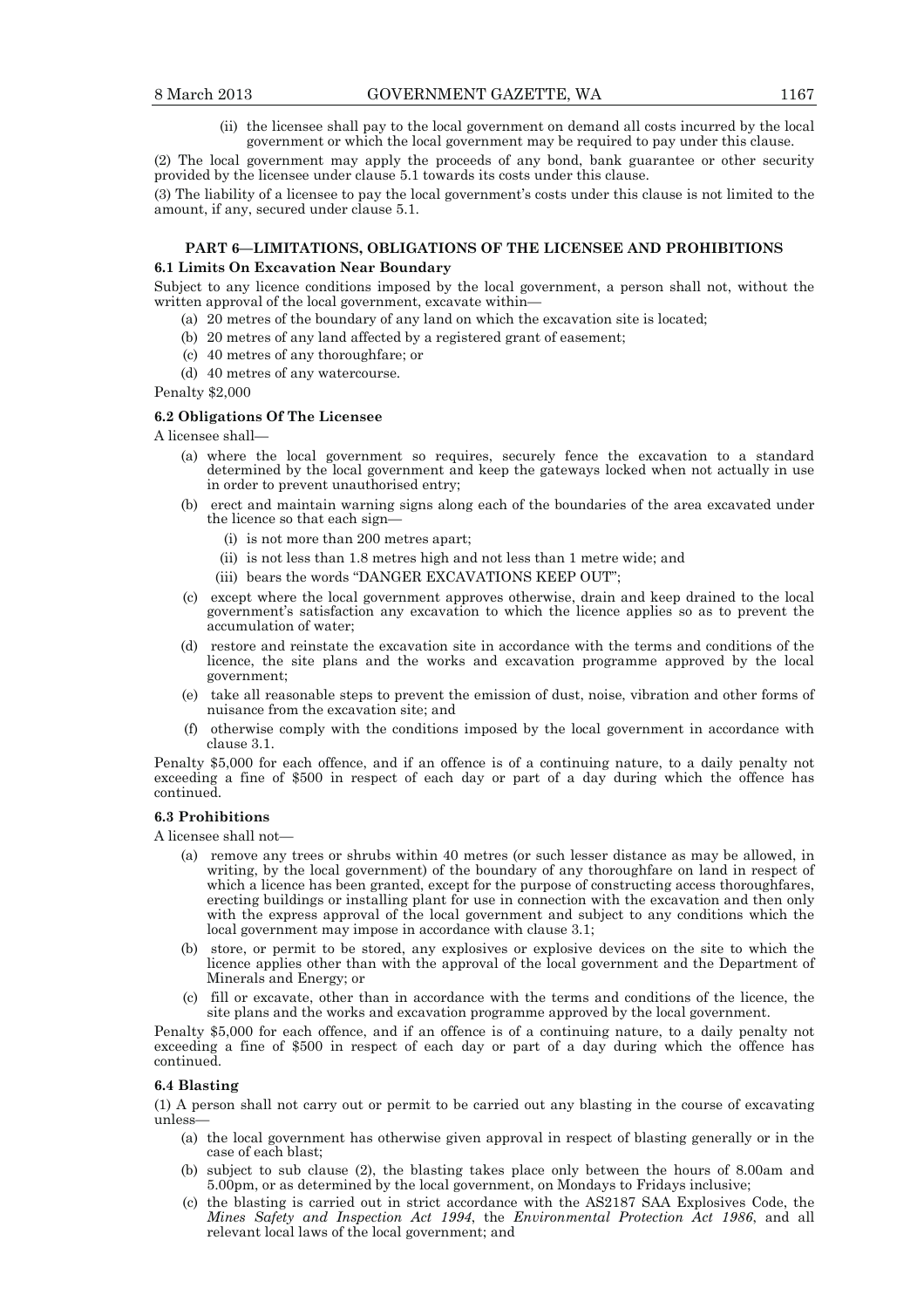(ii) the licensee shall pay to the local government on demand all costs incurred by the local government or which the local government may be required to pay under this clause.

(2) The local government may apply the proceeds of any bond, bank guarantee or other security provided by the licensee under clause 5.1 towards its costs under this clause.

(3) The liability of a licensee to pay the local government's costs under this clause is not limited to the amount, if any, secured under clause 5.1.

## PART 6—LIMITATIONS, OBLIGATIONS OF THE LICENSEE AND PROHIBITIONS

### 6.1 Limits On Excavation Near Boundary

Subject to any licence conditions imposed by the local government, a person shall not, without the written approval of the local government, excavate within—

- (a) 20 metres of the boundary of any land on which the excavation site is located;
- (b) 20 metres of any land affected by a registered grant of easement;
- (c) 40 metres of any thoroughfare; or
- (d) 40 metres of any watercourse.

Penalty $2,000

### 6.2 Obligations Of The Licensee

A licensee shall—

- (a) where the local government so requires, securely fence the excavation to a standard determined by the local government and keep the gateways locked when not actually in use in order to prevent unauthorised entry;
- (b) erect and maintain warning signs along each of the boundaries of the area excavated under the licence so that each sign—
  - (i) is not more than 200 metres apart;
  - (ii) is not less than 1.8 metres high and not less than 1 metre wide; and
  - (iii) bears the words "DANGER EXCAVATIONS KEEP OUT";
- (c) except where the local government approves otherwise, drain and keep drained to the local government's satisfaction any excavation to which the licence applies so as to prevent the accumulation of water;
- (d) restore and reinstate the excavation site in accordance with the terms and conditions of the licence, the site plans and the works and excavation programme approved by the local government;
- (e) take all reasonable steps to prevent the emission of dust, noise, vibration and other forms of nuisance from the excavation site; and
- (f) otherwise comply with the conditions imposed by the local government in accordance with clause 3.1.

Penalty $5,000 for each offence, and if an offence is of a continuing nature, to a daily penalty not exceeding a fine of $500 in respect of each day or part of a day during which the offence has continued.

### 6.3 Prohibitions

A licensee shall not—

- (a) remove any trees or shrubs within 40 metres (or such lesser distance as may be allowed, in writing, by the local government) of the boundary of any thoroughfare on land in respect of which a licence has been granted, except for the purpose of constructing access thoroughfares, erecting buildings or installing plant for use in connection with the excavation and then only with the express approval of the local government and subject to any conditions which the local government may impose in accordance with clause 3.1;
- (b) store, or permit to be stored, any explosives or explosive devices on the site to which the licence applies other than with the approval of the local government and the Department of Minerals and Energy; or
- (c) fill or excavate, other than in accordance with the terms and conditions of the licence, the site plans and the works and excavation programme approved by the local government.

Penalty $5,000 for each offence, and if an offence is of a continuing nature, to a daily penalty not exceeding a fine of $500 in respect of each day or part of a day during which the offence has continued.

### 6.4 Blasting

(1) A person shall not carry out or permit to be carried out any blasting in the course of excavating unless—

- (a) the local government has otherwise given approval in respect of blasting generally or in the case of each blast;
- (b) subject to sub clause (2), the blasting takes place only between the hours of 8.00am and 5.00pm, or as determined by the local government, on Mondays to Fridays inclusive;
- (c) the blasting is carried out in strict accordance with the AS2187 SAA Explosives Code, the *Mines Safety and Inspection Act 1994*, the *Environmental Protection Act 1986*, and all relevant local laws of the local government; and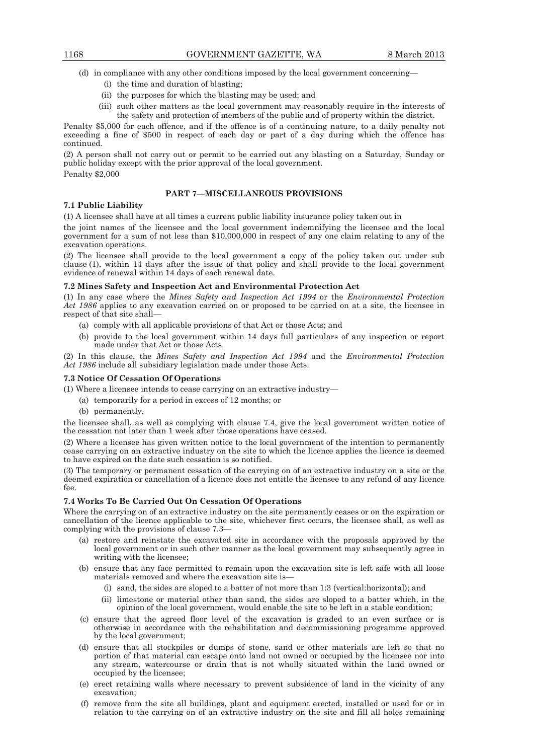(d) in compliance with any other conditions imposed by the local government concerning—

(i) the time and duration of blasting;

(ii) the purposes for which the blasting may be used; and

(iii) such other matters as the local government may reasonably require in the interests of the safety and protection of members of the public and of property within the district.

Penalty $5,000 for each offence, and if the offence is of a continuing nature, to a daily penalty not exceeding a fine of $500 in respect of each day or part of a day during which the offence has continued.

(2) A person shall not carry out or permit to be carried out any blasting on a Saturday, Sunday or public holiday except with the prior approval of the local government.

Penalty $2,000

## PART 7—MISCELLANEOUS PROVISIONS

### 7.1 Public Liability

(1) A licensee shall have at all times a current public liability insurance policy taken out in the joint names of the licensee and the local government indemnifying the licensee and the local government for a sum of not less than $10,000,000 in respect of any one claim relating to any of the excavation operations.

(2) The licensee shall provide to the local government a copy of the policy taken out under sub clause (1), within 14 days after the issue of that policy and shall provide to the local government evidence of renewal within 14 days of each renewal date.

### 7.2 Mines Safety and Inspection Act and Environmental Protection Act

(1) In any case where the *Mines Safety and Inspection Act 1994* or the *Environmental Protection Act 1986* applies to any excavation carried on or proposed to be carried on at a site, the licensee in respect of that site shall—

(a) comply with all applicable provisions of that Act or those Acts; and

(b) provide to the local government within 14 days full particulars of any inspection or report made under that Act or those Acts.

(2) In this clause, the *Mines Safety and Inspection Act 1994* and the *Environmental Protection Act 1986* include all subsidiary legislation made under those Acts.

### 7.3 Notice Of Cessation Of Operations

(1) Where a licensee intends to cease carrying on an extractive industry—

(a) temporarily for a period in excess of 12 months; or

(b) permanently,

the licensee shall, as well as complying with clause 7.4, give the local government written notice of the cessation not later than 1 week after those operations have ceased.

(2) Where a licensee has given written notice to the local government of the intention to permanently cease carrying on an extractive industry on the site to which the licence applies the licence is deemed to have expired on the date such cessation is so notified.

(3) The temporary or permanent cessation of the carrying on of an extractive industry on a site or the deemed expiration or cancellation of a licence does not entitle the licensee to any refund of any licence fee.

### 7.4 Works To Be Carried Out On Cessation Of Operations

Where the carrying on of an extractive industry on the site permanently ceases or on the expiration or cancellation of the licence applicable to the site, whichever first occurs, the licensee shall, as well as complying with the provisions of clause 7.3—

(a) restore and reinstate the excavated site in accordance with the proposals approved by the local government or in such other manner as the local government may subsequently agree in writing with the licensee;

(b) ensure that any face permitted to remain upon the excavation site is left safe with all loose materials removed and where the excavation site is—

(i) sand, the sides are sloped to a batter of not more than 1:3 (vertical:horizontal); and

(ii) limestone or material other than sand, the sides are sloped to a batter which, in the opinion of the local government, would enable the site to be left in a stable condition;

(c) ensure that the agreed floor level of the excavation is graded to an even surface or is otherwise in accordance with the rehabilitation and decommissioning programme approved by the local government;

(d) ensure that all stockpiles or dumps of stone, sand or other materials are left so that no portion of that material can escape onto land not owned or occupied by the licensee nor into any stream, watercourse or drain that is not wholly situated within the land owned or occupied by the licensee;

(e) erect retaining walls where necessary to prevent subsidence of land in the vicinity of any excavation;

(f) remove from the site all buildings, plant and equipment erected, installed or used for or in relation to the carrying on of an extractive industry on the site and fill all holes remaining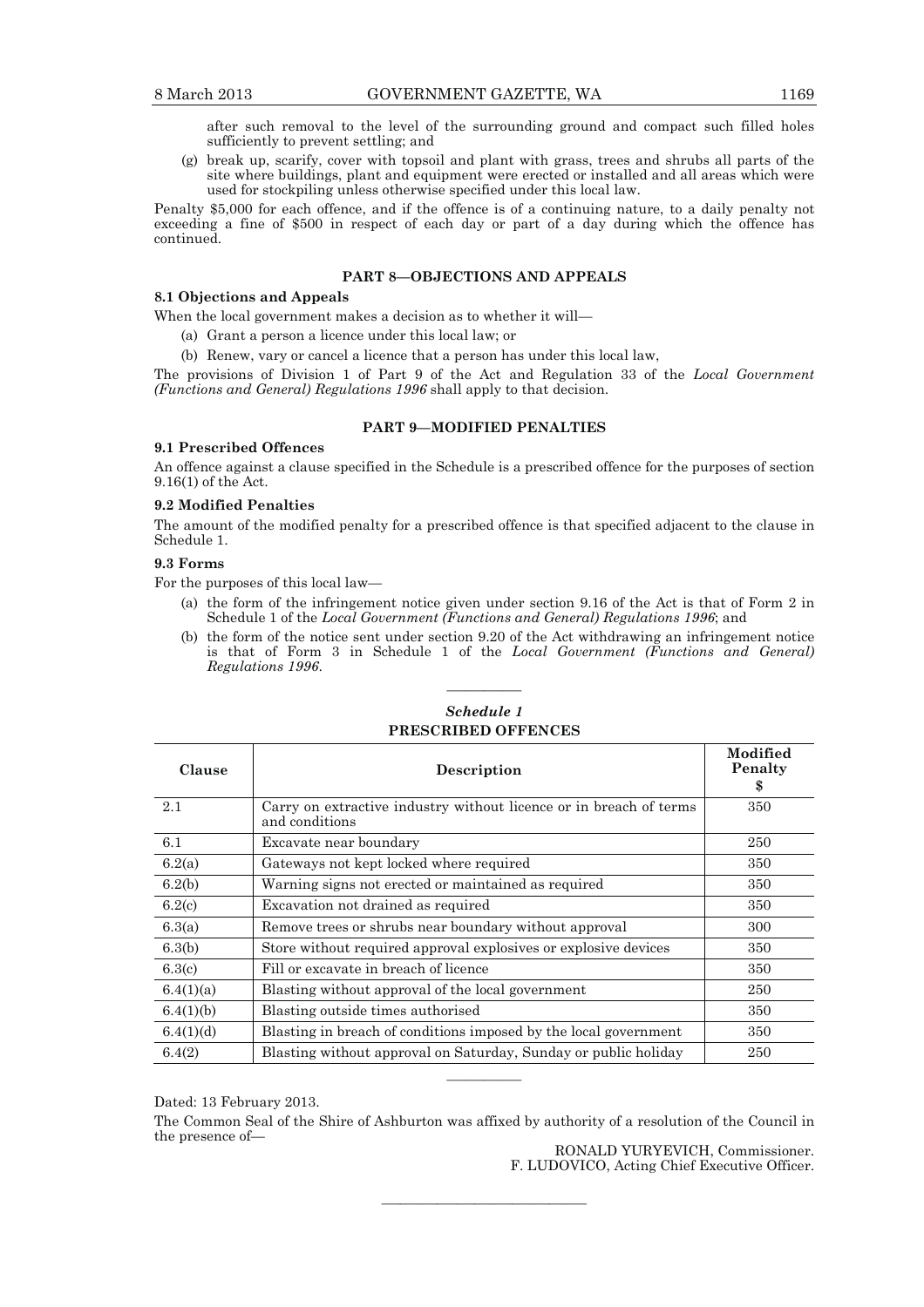after such removal to the level of the surrounding ground and compact such filled holes sufficiently to prevent settling; and

(g) break up, scarify, cover with topsoil and plant with grass, trees and shrubs all parts of the site where buildings, plant and equipment were erected or installed and all areas which were used for stockpiling unless otherwise specified under this local law.

Penalty $5,000 for each offence, and if the offence is of a continuing nature, to a daily penalty not exceeding a fine of $500 in respect of each day or part of a day during which the offence has continued.

## PART 8—OBJECTIONS AND APPEALS

**8.1 Objections and Appeals**

When the local government makes a decision as to whether it will—

(a) Grant a person a licence under this local law; or

(b) Renew, vary or cancel a licence that a person has under this local law,

The provisions of Division 1 of Part 9 of the Act and Regulation 33 of the *Local Government (Functions and General) Regulations 1996* shall apply to that decision.

## PART 9—MODIFIED PENALTIES

**9.1 Prescribed Offences**

An offence against a clause specified in the Schedule is a prescribed offence for the purposes of section 9.16(1) of the Act.

**9.2 Modified Penalties**

The amount of the modified penalty for a prescribed offence is that specified adjacent to the clause in Schedule 1.

**9.3 Forms**

For the purposes of this local law—

(a) the form of the infringement notice given under section 9.16 of the Act is that of Form 2 in Schedule 1 of the *Local Government (Functions and General) Regulations 1996*; and

(b) the form of the notice sent under section 9.20 of the Act withdrawing an infringement notice is that of Form 3 in Schedule 1 of the *Local Government (Functions and General) Regulations 1996*.

---

*Schedule 1*

**PRESCRIBED OFFENCES**

| Clause | Description | Modified Penalty $ |
|---|---|---|
| 2.1 | Carry on extractive industry without licence or in breach of terms and conditions | 350 |
| 6.1 | Excavate near boundary | 250 |
| 6.2(a) | Gateways not kept locked where required | 350 |
| 6.2(b) | Warning signs not erected or maintained as required | 350 |
| 6.2(c) | Excavation not drained as required | 350 |
| 6.3(a) | Remove trees or shrubs near boundary without approval | 300 |
| 6.3(b) | Store without required approval explosives or explosive devices | 350 |
| 6.3(c) | Fill or excavate in breach of licence | 350 |
| 6.4(1)(a) | Blasting without approval of the local government | 250 |
| 6.4(1)(b) | Blasting outside times authorised | 350 |
| 6.4(1)(d) | Blasting in breach of conditions imposed by the local government | 350 |
| 6.4(2) | Blasting without approval on Saturday, Sunday or public holiday | 250 |

---

Dated: 13 February 2013.

The Common Seal of the Shire of Ashburton was affixed by authority of a resolution of the Council in the presence of—

RONALD YURYEVICH, Commissioner.
F. LUDOVICO, Acting Chief Executive Officer.

---